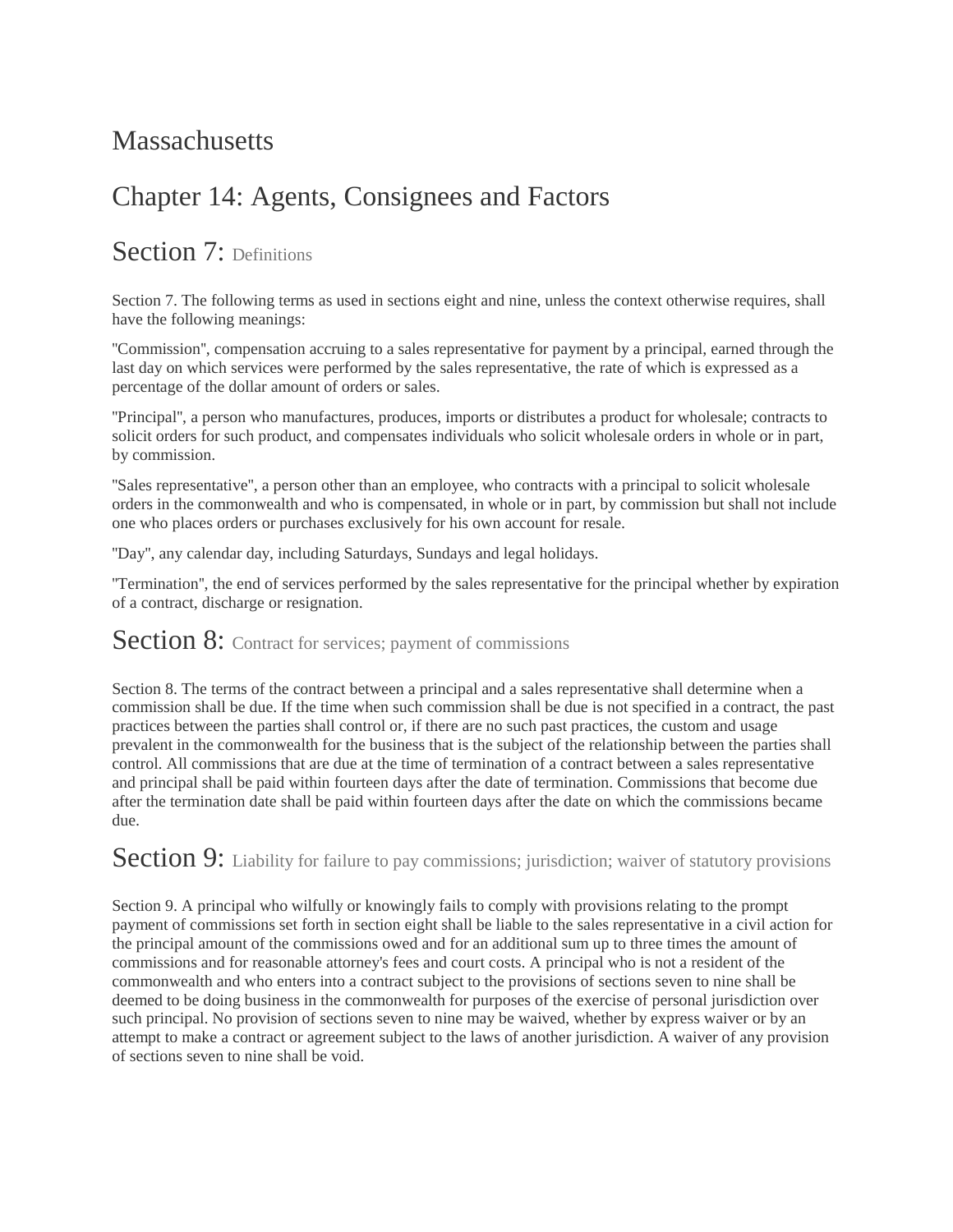# Massachusetts

## Chapter 14: Agents, Consignees and Factors

### Section 7: Definitions

Section 7. The following terms as used in sections eight and nine, unless the context otherwise requires, shall have the following meanings:

''Commission'', compensation accruing to a sales representative for payment by a principal, earned through the last day on which services were performed by the sales representative, the rate of which is expressed as a percentage of the dollar amount of orders or sales.

''Principal'', a person who manufactures, produces, imports or distributes a product for wholesale; contracts to solicit orders for such product, and compensates individuals who solicit wholesale orders in whole or in part, by commission.

''Sales representative'', a person other than an employee, who contracts with a principal to solicit wholesale orders in the commonwealth and who is compensated, in whole or in part, by commission but shall not include one who places orders or purchases exclusively for his own account for resale.

''Day'', any calendar day, including Saturdays, Sundays and legal holidays.

''Termination'', the end of services performed by the sales representative for the principal whether by expiration of a contract, discharge or resignation.

### Section 8: Contract for services; payment of commissions

Section 8. The terms of the contract between a principal and a sales representative shall determine when a commission shall be due. If the time when such commission shall be due is not specified in a contract, the past practices between the parties shall control or, if there are no such past practices, the custom and usage prevalent in the commonwealth for the business that is the subject of the relationship between the parties shall control. All commissions that are due at the time of termination of a contract between a sales representative and principal shall be paid within fourteen days after the date of termination. Commissions that become due after the termination date shall be paid within fourteen days after the date on which the commissions became due.

### Section 9: Liability for failure to pay commissions; jurisdiction; waiver of statutory provisions

Section 9. A principal who wilfully or knowingly fails to comply with provisions relating to the prompt payment of commissions set forth in section eight shall be liable to the sales representative in a civil action for the principal amount of the commissions owed and for an additional sum up to three times the amount of commissions and for reasonable attorney's fees and court costs. A principal who is not a resident of the commonwealth and who enters into a contract subject to the provisions of sections seven to nine shall be deemed to be doing business in the commonwealth for purposes of the exercise of personal jurisdiction over such principal. No provision of sections seven to nine may be waived, whether by express waiver or by an attempt to make a contract or agreement subject to the laws of another jurisdiction. A waiver of any provision of sections seven to nine shall be void.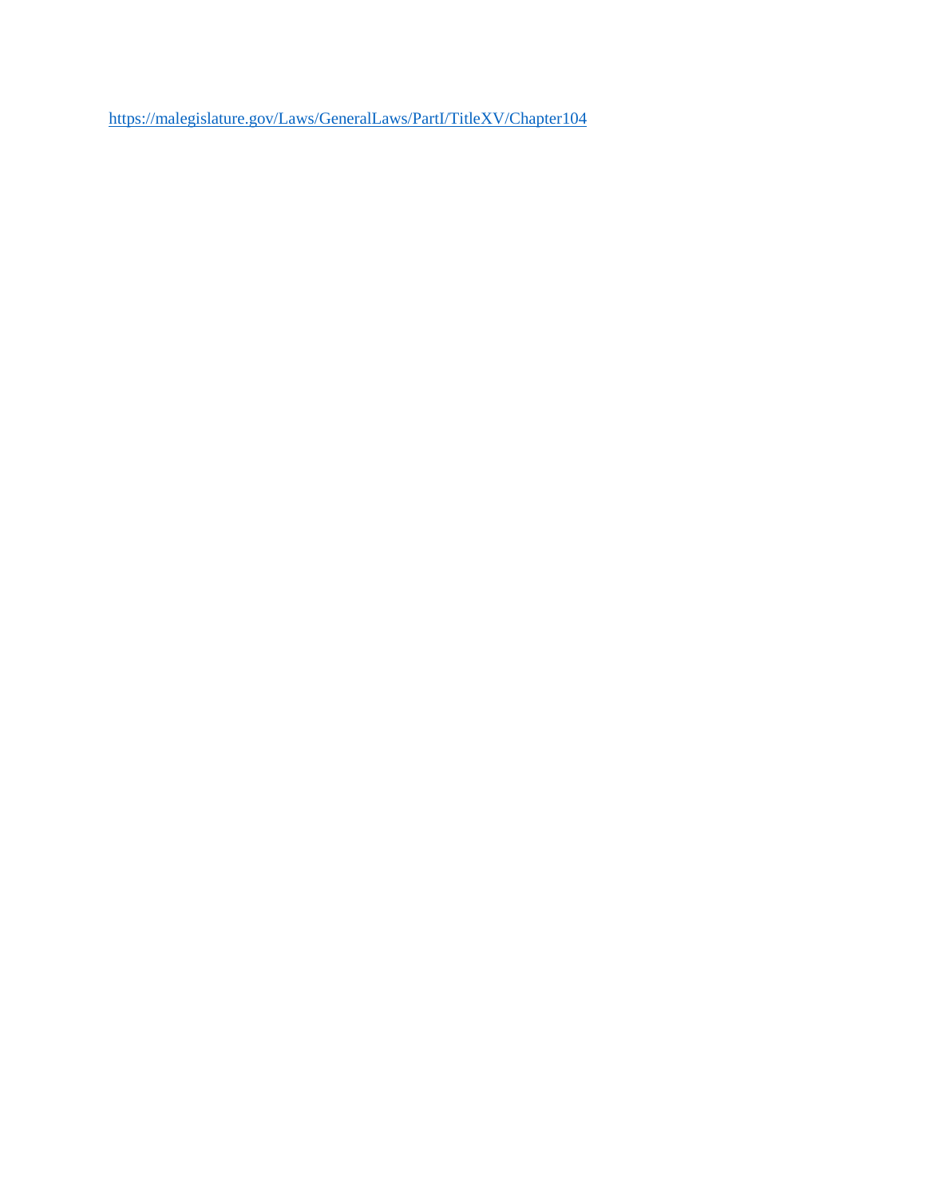https://malegislature.gov/Laws/GeneralLaws/PartI/TitleXV/Chapter104